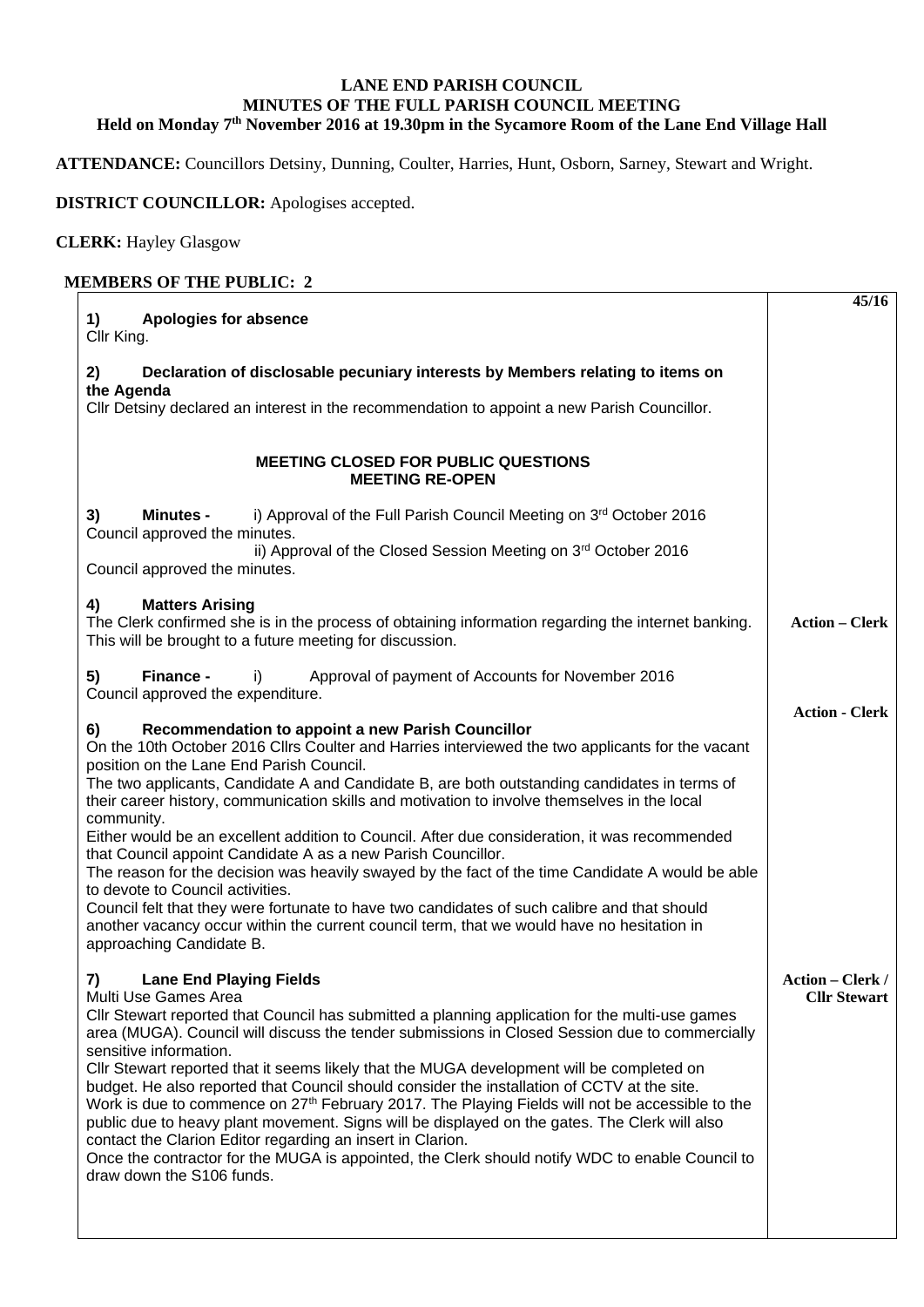**LANE END PARISH COUNCIL**
**MINUTES OF THE FULL PARISH COUNCIL MEETING**
**Held on Monday 7th November 2016 at 19.30pm in the Sycamore Room of the Lane End Village Hall**

**ATTENDANCE:** Councillors Detsiny, Dunning, Coulter, Harries, Hunt, Osborn, Sarney, Stewart and Wright.

**DISTRICT COUNCILLOR:** Apologises accepted.

**CLERK:** Hayley Glasgow

**MEMBERS OF THE PUBLIC: 2**

| | **45/16** |
|---|---|
| **1) Apologies for absence**<br>Cllr King. | |
| **2) Declaration of disclosable pecuniary interests by Members relating to items on the Agenda**<br>Cllr Detsiny declared an interest in the recommendation to appoint a new Parish Councillor. | |
| **MEETING CLOSED FOR PUBLIC QUESTIONS**<br>**MEETING RE-OPEN** | |
| **3) Minutes -** i) Approval of the Full Parish Council Meeting on 3rd October 2016<br>Council approved the minutes.<br>ii) Approval of the Closed Session Meeting on 3rd October 2016<br>Council approved the minutes. | |
| **4) Matters Arising**<br>The Clerk confirmed she is in the process of obtaining information regarding the internet banking. This will be brought to a future meeting for discussion. | **Action – Clerk** |
| **5) Finance -** i) Approval of payment of Accounts for November 2016<br>Council approved the expenditure. | **Action - Clerk** |
| **6) Recommendation to appoint a new Parish Councillor**<br>On the 10th October 2016 Cllrs Coulter and Harries interviewed the two applicants for the vacant position on the Lane End Parish Council.<br>The two applicants, Candidate A and Candidate B, are both outstanding candidates in terms of their career history, communication skills and motivation to involve themselves in the local community.<br>Either would be an excellent addition to Council. After due consideration, it was recommended that Council appoint Candidate A as a new Parish Councillor.<br>The reason for the decision was heavily swayed by the fact of the time Candidate A would be able to devote to Council activities.<br>Council felt that they were fortunate to have two candidates of such calibre and that should another vacancy occur within the current council term, that we would have no hesitation in approaching Candidate B. | |
| **7) Lane End Playing Fields**<br>Multi Use Games Area<br>Cllr Stewart reported that Council has submitted a planning application for the multi-use games area (MUGA). Council will discuss the tender submissions in Closed Session due to commercially sensitive information.<br>Cllr Stewart reported that it seems likely that the MUGA development will be completed on budget. He also reported that Council should consider the installation of CCTV at the site.<br>Work is due to commence on 27th February 2017. The Playing Fields will not be accessible to the public due to heavy plant movement. Signs will be displayed on the gates. The Clerk will also contact the Clarion Editor regarding an insert in Clarion.<br>Once the contractor for the MUGA is appointed, the Clerk should notify WDC to enable Council to draw down the S106 funds. | **Action – Clerk / Cllr Stewart** |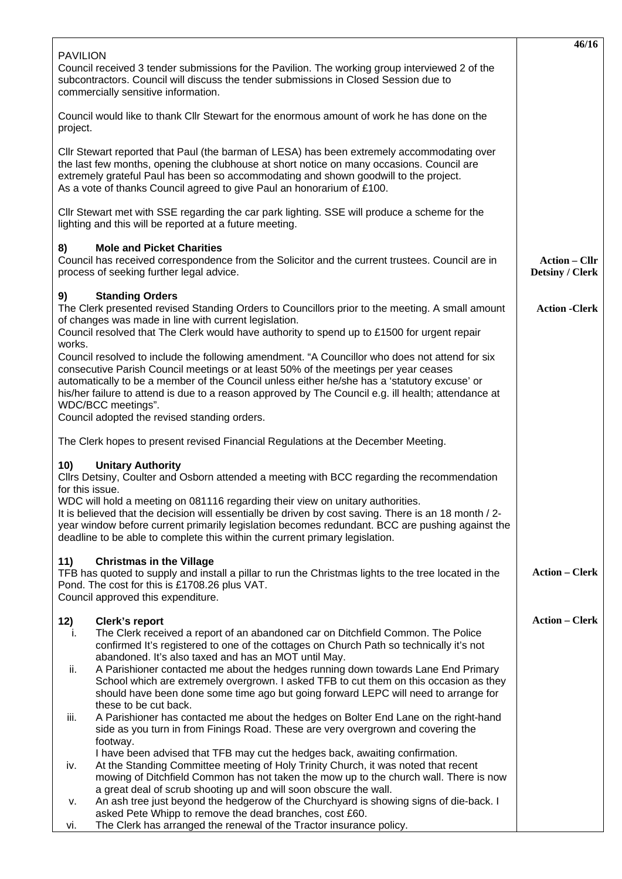PAVILION

Council received 3 tender submissions for the Pavilion. The working group interviewed 2 of the subcontractors. Council will discuss the tender submissions in Closed Session due to commercially sensitive information.

Council would like to thank Cllr Stewart for the enormous amount of work he has done on the project.

Cllr Stewart reported that Paul (the barman of LESA) has been extremely accommodating over the last few months, opening the clubhouse at short notice on many occasions. Council are extremely grateful Paul has been so accommodating and shown goodwill to the project. As a vote of thanks Council agreed to give Paul an honorarium of £100.

Cllr Stewart met with SSE regarding the car park lighting. SSE will produce a scheme for the lighting and this will be reported at a future meeting.

## 8) Mole and Picket Charities

Council has received correspondence from the Solicitor and the current trustees. Council are in process of seeking further legal advice.

**Action – Cllr Detsiny / Clerk**

## 9) Standing Orders

The Clerk presented revised Standing Orders to Councillors prior to the meeting. A small amount of changes was made in line with current legislation.

**Action -Clerk**

Council resolved that The Clerk would have authority to spend up to £1500 for urgent repair works.

Council resolved to include the following amendment. "A Councillor who does not attend for six consecutive Parish Council meetings or at least 50% of the meetings per year ceases automatically to be a member of the Council unless either he/she has a 'statutory excuse' or his/her failure to attend is due to a reason approved by The Council e.g. ill health; attendance at WDC/BCC meetings".

Council adopted the revised standing orders.

The Clerk hopes to present revised Financial Regulations at the December Meeting.

## 10) Unitary Authority

Cllrs Detsiny, Coulter and Osborn attended a meeting with BCC regarding the recommendation for this issue.

WDC will hold a meeting on 081116 regarding their view on unitary authorities.

It is believed that the decision will essentially be driven by cost saving. There is an 18 month / 2-year window before current primarily legislation becomes redundant. BCC are pushing against the deadline to be able to complete this within the current primary legislation.

## 11) Christmas in the Village

TFB has quoted to supply and install a pillar to run the Christmas lights to the tree located in the Pond. The cost for this is £1708.26 plus VAT.

Council approved this expenditure.

**Action – Clerk**

## 12) Clerk's report

**Action – Clerk**

i. The Clerk received a report of an abandoned car on Ditchfield Common. The Police confirmed It's registered to one of the cottages on Church Path so technically it's not abandoned. It's also taxed and has an MOT until May.

ii. A Parishioner contacted me about the hedges running down towards Lane End Primary School which are extremely overgrown. I asked TFB to cut them on this occasion as they should have been done some time ago but going forward LEPC will need to arrange for these to be cut back.

iii. A Parishioner has contacted me about the hedges on Bolter End Lane on the right-hand side as you turn in from Finings Road. These are very overgrown and covering the footway.
I have been advised that TFB may cut the hedges back, awaiting confirmation.

iv. At the Standing Committee meeting of Holy Trinity Church, it was noted that recent mowing of Ditchfield Common has not taken the mow up to the church wall. There is now a great deal of scrub shooting up and will soon obscure the wall.

v. An ash tree just beyond the hedgerow of the Churchyard is showing signs of die-back. I asked Pete Whipp to remove the dead branches, cost £60.

vi. The Clerk has arranged the renewal of the Tractor insurance policy.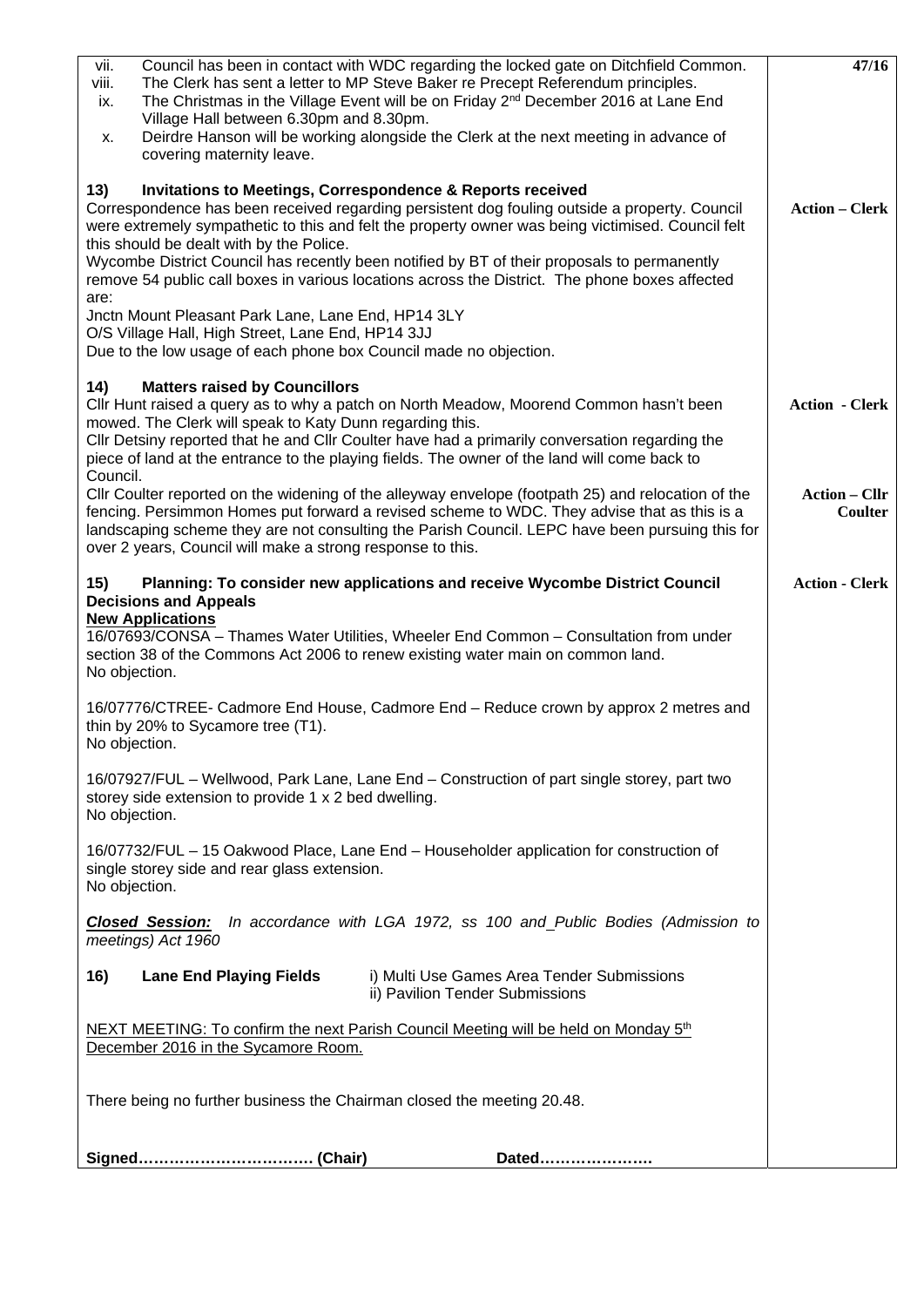vii. Council has been in contact with WDC regarding the locked gate on Ditchfield Common.

viii. The Clerk has sent a letter to MP Steve Baker re Precept Referendum principles.

ix. The Christmas in the Village Event will be on Friday 2nd December 2016 at Lane End Village Hall between 6.30pm and 8.30pm.

x. Deirdre Hanson will be working alongside the Clerk at the next meeting in advance of covering maternity leave.

**47/16**

**13) Invitations to Meetings, Correspondence & Reports received**

Correspondence has been received regarding persistent dog fouling outside a property. Council were extremely sympathetic to this and felt the property owner was being victimised. Council felt this should be dealt with by the Police. **Action – Clerk**

Wycombe District Council has recently been notified by BT of their proposals to permanently remove 54 public call boxes in various locations across the District. The phone boxes affected are:

Jnctn Mount Pleasant Park Lane, Lane End, HP14 3LY
O/S Village Hall, High Street, Lane End, HP14 3JJ
Due to the low usage of each phone box Council made no objection.

**14) Matters raised by Councillors**

Cllr Hunt raised a query as to why a patch on North Meadow, Moorend Common hasn't been mowed. The Clerk will speak to Katy Dunn regarding this. **Action - Clerk**

Cllr Detsiny reported that he and Cllr Coulter have had a primarily conversation regarding the piece of land at the entrance to the playing fields. The owner of the land will come back to Council.

Cllr Coulter reported on the widening of the alleyway envelope (footpath 25) and relocation of the fencing. Persimmon Homes put forward a revised scheme to WDC. They advise that as this is a landscaping scheme they are not consulting the Parish Council. LEPC have been pursuing this for over 2 years, Council will make a strong response to this. **Action – Cllr Coulter**

**15) Planning: To consider new applications and receive Wycombe District Council Decisions and Appeals** **Action - Clerk**

**New Applications**

16/07693/CONSA – Thames Water Utilities, Wheeler End Common – Consultation from under section 38 of the Commons Act 2006 to renew existing water main on common land.
No objection.

16/07776/CTREE- Cadmore End House, Cadmore End – Reduce crown by approx 2 metres and thin by 20% to Sycamore tree (T1).
No objection.

16/07927/FUL – Wellwood, Park Lane, Lane End – Construction of part single storey, part two storey side extension to provide 1 x 2 bed dwelling.
No objection.

16/07732/FUL – 15 Oakwood Place, Lane End – Householder application for construction of single storey side and rear glass extension.
No objection.

***Closed Session:*** *In accordance with LGA 1972, ss 100 and Public Bodies (Admission to meetings) Act 1960*

**16) Lane End Playing Fields**
i) Multi Use Games Area Tender Submissions
ii) Pavilion Tender Submissions

NEXT MEETING: To confirm the next Parish Council Meeting will be held on Monday 5th December 2016 in the Sycamore Room.

There being no further business the Chairman closed the meeting 20.48.

**Signed…………………………… (Chair)** **Dated………………….**